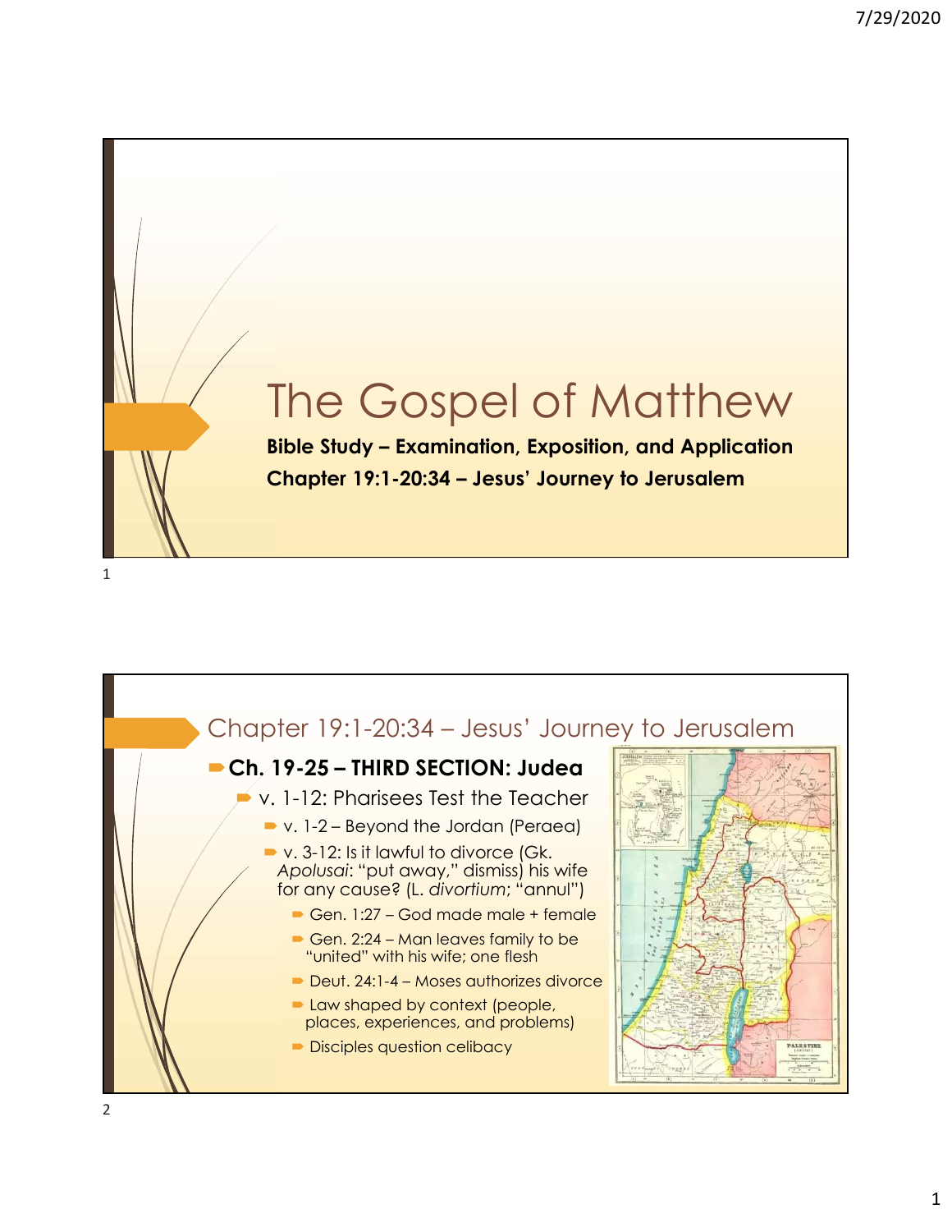# The Gospel of Matthew

**Bible Study – Examination, Exposition, and Application**

**Chapter 19:1-20:34 – Jesus' Journey to Jerusalem**

## Chapter 19:1-20:34 – Jesus' Journey to Jerusalem

- **Ch. 19-25 – THIRD SECTION: Judea**
  - v. 1-12: Pharisees Test the Teacher
    - v. 1-2 – Beyond the Jordan (Peraea)
    - v. 3-12: Is it lawful to divorce (Gk. *Apolusai*: "put away," dismiss) his wife for any cause? (L. *divortium*; "annul")
      - Gen. 1:27 – God made male + female
      - Gen. 2:24 – Man leaves family to be "united" with his wife; one flesh
      - Deut. 24:1-4 – Moses authorizes divorce
      - Law shaped by context (people, places, experiences, and problems)
      - Disciples question celibacy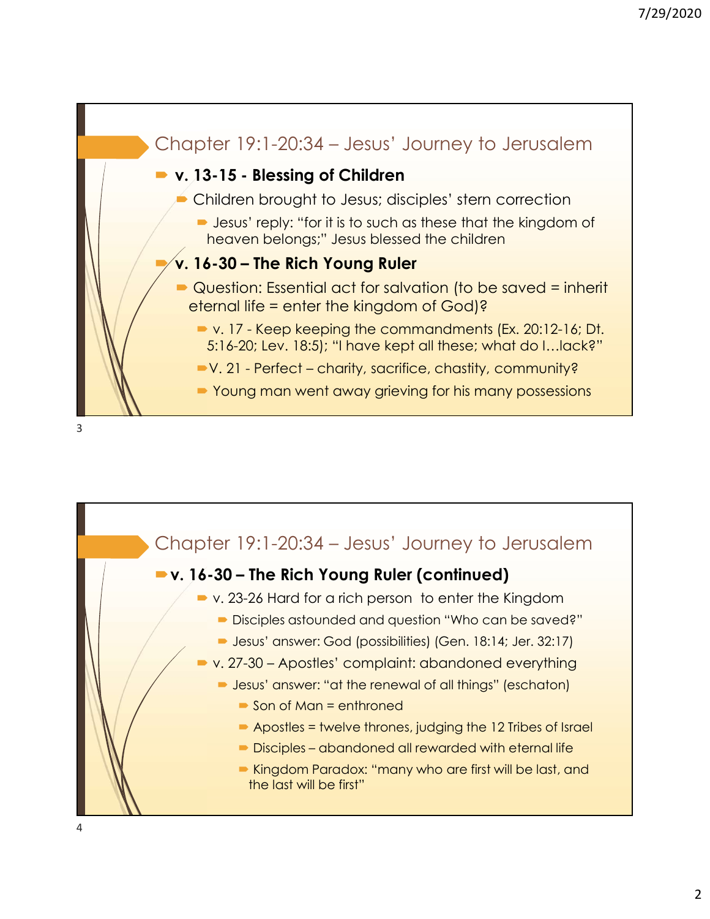## Chapter 19:1-20:34 – Jesus' Journey to Jerusalem

- **v. 13-15 - Blessing of Children**
  - Children brought to Jesus; disciples' stern correction
    - Jesus' reply: "for it is to such as these that the kingdom of heaven belongs;" Jesus blessed the children
- **v. 16-30 – The Rich Young Ruler**
  - Question: Essential act for salvation (to be saved = inherit eternal life = enter the kingdom of God)?
    - v. 17 - Keep keeping the commandments (Ex. 20:12-16; Dt. 5:16-20; Lev. 18:5); "I have kept all these; what do I…lack?"
    - V. 21 - Perfect – charity, sacrifice, chastity, community?
    - Young man went away grieving for his many possessions

## Chapter 19:1-20:34 – Jesus' Journey to Jerusalem

- **v. 16-30 – The Rich Young Ruler (continued)**
  - v. 23-26 Hard for a rich person to enter the Kingdom
    - Disciples astounded and question "Who can be saved?"
    - Jesus' answer: God (possibilities) (Gen. 18:14; Jer. 32:17)
  - v. 27-30 – Apostles' complaint: abandoned everything
    - Jesus' answer: "at the renewal of all things" (eschaton)
      - Son of Man = enthroned
      - Apostles = twelve thrones, judging the 12 Tribes of Israel
      - Disciples – abandoned all rewarded with eternal life
      - Kingdom Paradox: "many who are first will be last, and the last will be first"